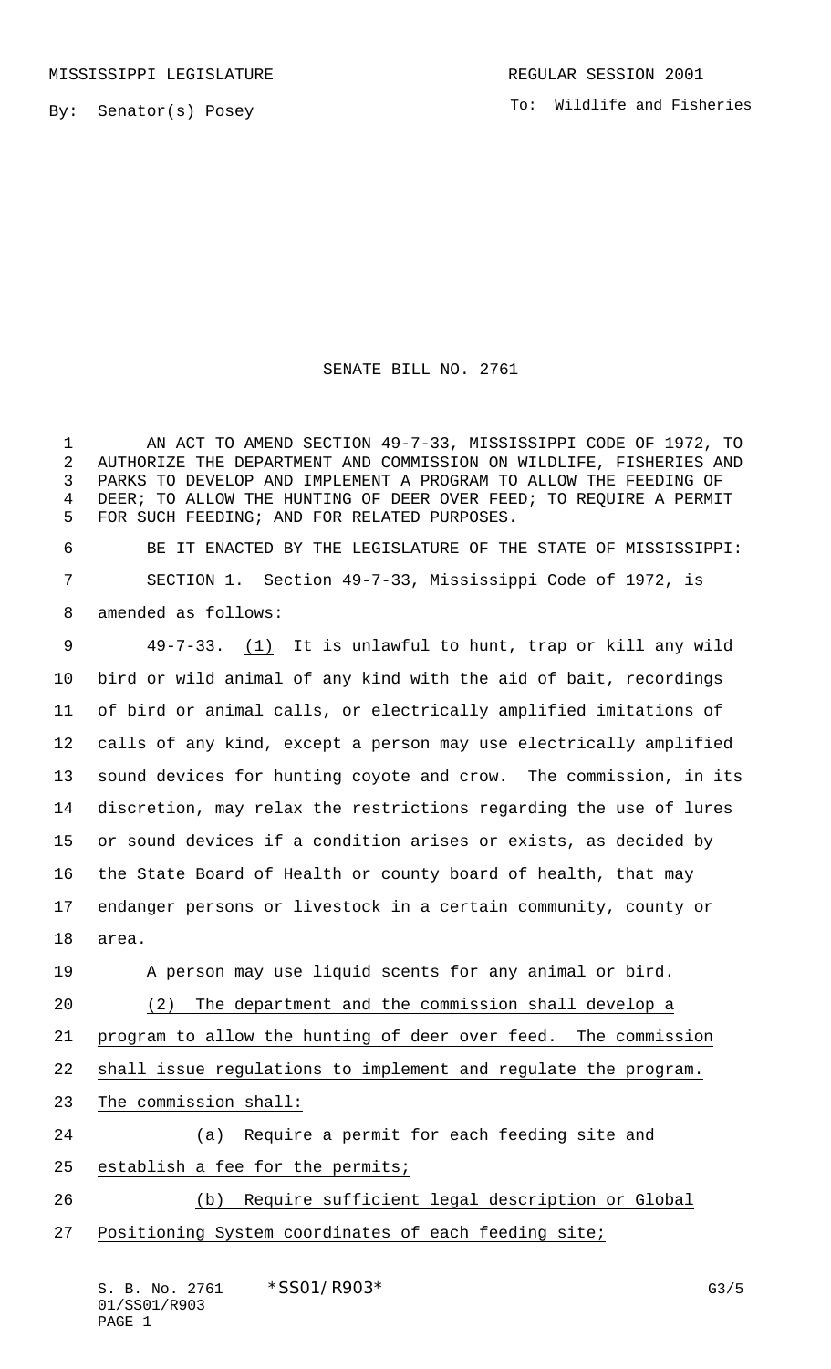MISSISSIPPI LEGISLATURE

REGULAR SESSION 2001

By: Senator(s) Posey

To: Wildlife and Fisheries

# SENATE BILL NO. 2761

AN ACT TO AMEND SECTION 49-7-33, MISSISSIPPI CODE OF 1972, TO AUTHORIZE THE DEPARTMENT AND COMMISSION ON WILDLIFE, FISHERIES AND PARKS TO DEVELOP AND IMPLEMENT A PROGRAM TO ALLOW THE FEEDING OF DEER; TO ALLOW THE HUNTING OF DEER OVER FEED; TO REQUIRE A PERMIT FOR SUCH FEEDING; AND FOR RELATED PURPOSES.

BE IT ENACTED BY THE LEGISLATURE OF THE STATE OF MISSISSIPPI:

SECTION 1. Section 49-7-33, Mississippi Code of 1972, is amended as follows:

49-7-33. (1) It is unlawful to hunt, trap or kill any wild bird or wild animal of any kind with the aid of bait, recordings of bird or animal calls, or electrically amplified imitations of calls of any kind, except a person may use electrically amplified sound devices for hunting coyote and crow. The commission, in its discretion, may relax the restrictions regarding the use of lures or sound devices if a condition arises or exists, as decided by the State Board of Health or county board of health, that may endanger persons or livestock in a certain community, county or area.

A person may use liquid scents for any animal or bird.

(2) The department and the commission shall develop a program to allow the hunting of deer over feed. The commission shall issue regulations to implement and regulate the program. The commission shall:

(a) Require a permit for each feeding site and establish a fee for the permits;

(b) Require sufficient legal description or Global Positioning System coordinates of each feeding site;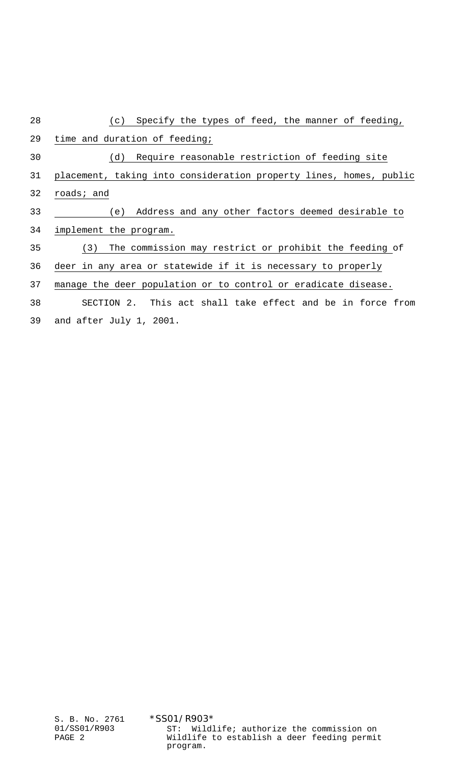(c) Specify the types of feed, the manner of feeding, time and duration of feeding;

(d) Require reasonable restriction of feeding site placement, taking into consideration property lines, homes, public roads; and

(e) Address and any other factors deemed desirable to implement the program.

(3) The commission may restrict or prohibit the feeding of deer in any area or statewide if it is necessary to properly manage the deer population or to control or eradicate disease.

SECTION 2. This act shall take effect and be in force from and after July 1, 2001.